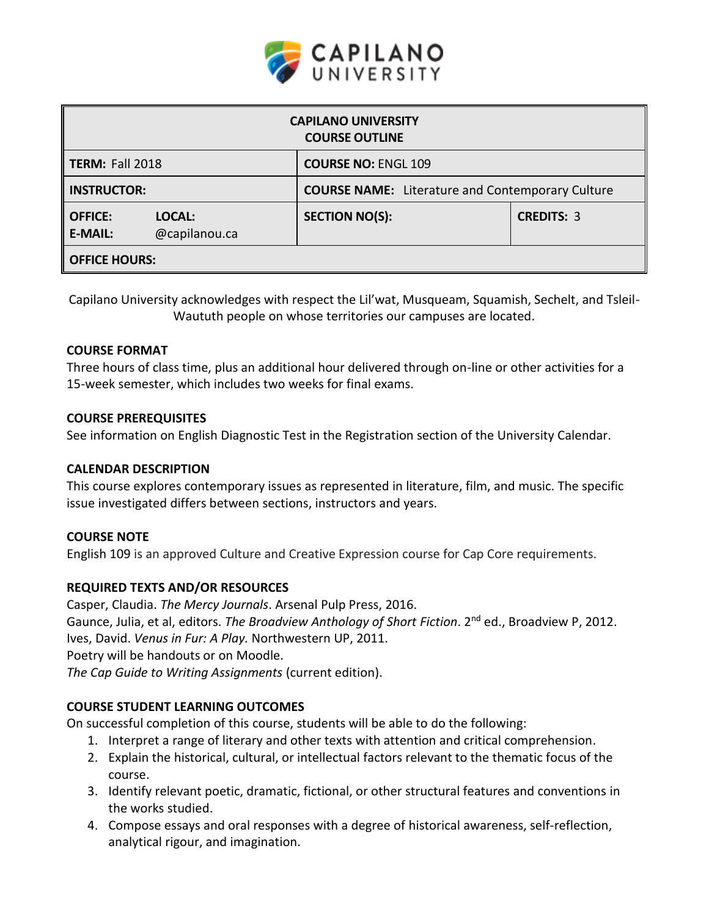| CAPILANO UNIVERSITY COURSE OUTLINE | | |
|---|---|---|
| **TERM:** Fall 2018 | **COURSE NO:** ENGL 109 | |
| **INSTRUCTOR:** | **COURSE NAME:** Literature and Contemporary Culture | |
| **OFFICE:** **LOCAL:** **E-MAIL:** @capilanou.ca | **SECTION NO(S):** | **CREDITS:** 3 |
| **OFFICE HOURS:** | | |

Capilano University acknowledges with respect the Lil'wat, Musqueam, Squamish, Sechelt, and Tsleil-Waututh people on whose territories our campuses are located.

**COURSE FORMAT**

Three hours of class time, plus an additional hour delivered through on-line or other activities for a 15-week semester, which includes two weeks for final exams.

**COURSE PREREQUISITES**

See information on English Diagnostic Test in the Registration section of the University Calendar.

**CALENDAR DESCRIPTION**

This course explores contemporary issues as represented in literature, film, and music. The specific issue investigated differs between sections, instructors and years.

**COURSE NOTE**

English 109 is an approved Culture and Creative Expression course for Cap Core requirements.

**REQUIRED TEXTS AND/OR RESOURCES**

Casper, Claudia. *The Mercy Journals*. Arsenal Pulp Press, 2016.
Gaunce, Julia, et al, editors. *The Broadview Anthology of Short Fiction*. 2nd ed., Broadview P, 2012.
Ives, David. *Venus in Fur: A Play*. Northwestern UP, 2011.
Poetry will be handouts or on Moodle.
*The Cap Guide to Writing Assignments* (current edition).

**COURSE STUDENT LEARNING OUTCOMES**

On successful completion of this course, students will be able to do the following:

1. Interpret a range of literary and other texts with attention and critical comprehension.
2. Explain the historical, cultural, or intellectual factors relevant to the thematic focus of the course.
3. Identify relevant poetic, dramatic, fictional, or other structural features and conventions in the works studied.
4. Compose essays and oral responses with a degree of historical awareness, self-reflection, analytical rigour, and imagination.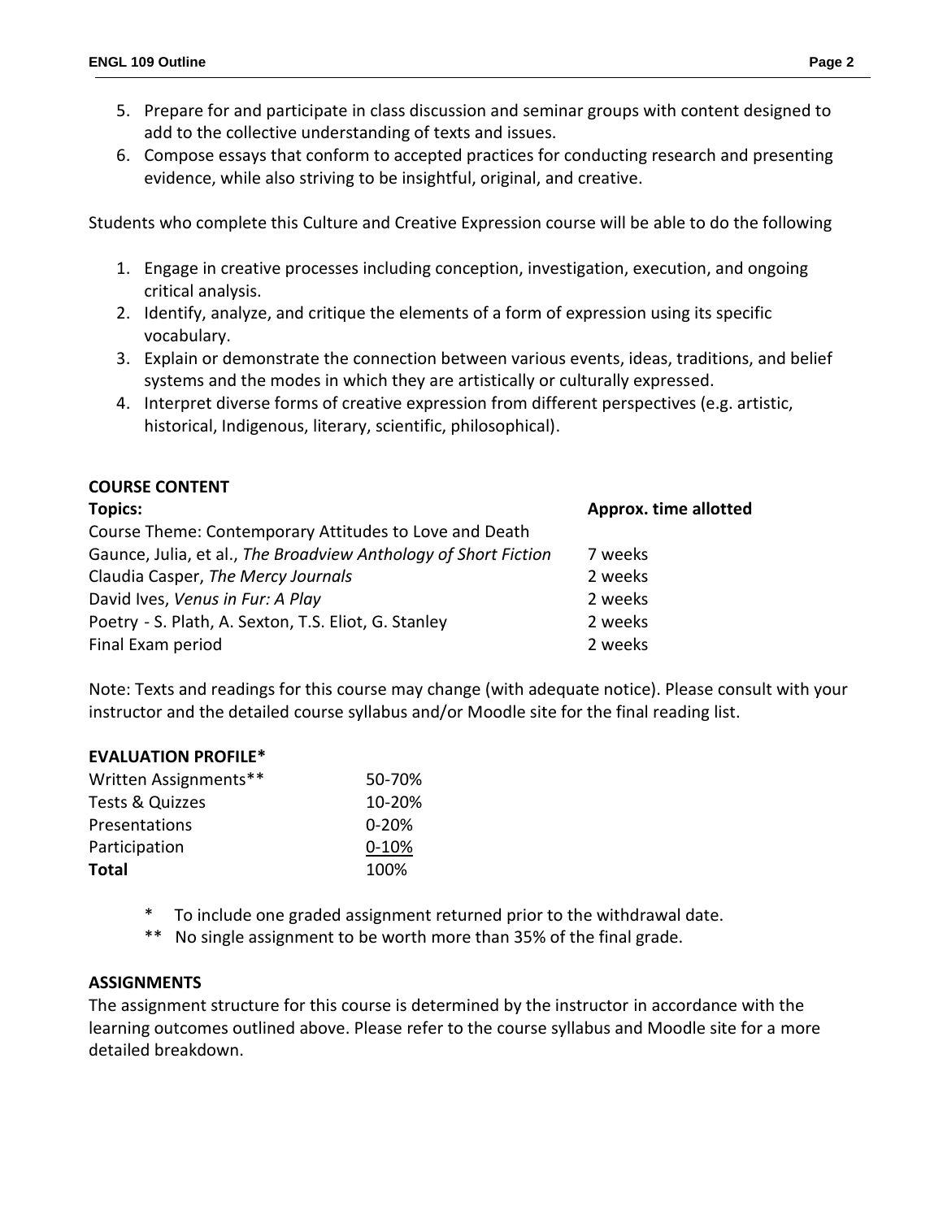5. Prepare for and participate in class discussion and seminar groups with content designed to add to the collective understanding of texts and issues.
6. Compose essays that conform to accepted practices for conducting research and presenting evidence, while also striving to be insightful, original, and creative.

Students who complete this Culture and Creative Expression course will be able to do the following

1. Engage in creative processes including conception, investigation, execution, and ongoing critical analysis.
2. Identify, analyze, and critique the elements of a form of expression using its specific vocabulary.
3. Explain or demonstrate the connection between various events, ideas, traditions, and belief systems and the modes in which they are artistically or culturally expressed.
4. Interpret diverse forms of creative expression from different perspectives (e.g. artistic, historical, Indigenous, literary, scientific, philosophical).

## COURSE CONTENT

| **Topics:** | **Approx. time allotted** |
|---|---|
| Course Theme: Contemporary Attitudes to Love and Death | |
| Gaunce, Julia, et al., *The Broadview Anthology of Short Fiction* | 7 weeks |
| Claudia Casper, *The Mercy Journals* | 2 weeks |
| David Ives, *Venus in Fur: A Play* | 2 weeks |
| Poetry - S. Plath, A. Sexton, T.S. Eliot, G. Stanley | 2 weeks |
| Final Exam period | 2 weeks |

Note: Texts and readings for this course may change (with adequate notice). Please consult with your instructor and the detailed course syllabus and/or Moodle site for the final reading list.

## EVALUATION PROFILE*

| | |
|---|---|
| Written Assignments** | 50-70% |
| Tests & Quizzes | 10-20% |
| Presentations | 0-20% |
| Participation | 0-10% |
| **Total** | 100% |

\* To include one graded assignment returned prior to the withdrawal date.

** No single assignment to be worth more than 35% of the final grade.

## ASSIGNMENTS

The assignment structure for this course is determined by the instructor in accordance with the learning outcomes outlined above. Please refer to the course syllabus and Moodle site for a more detailed breakdown.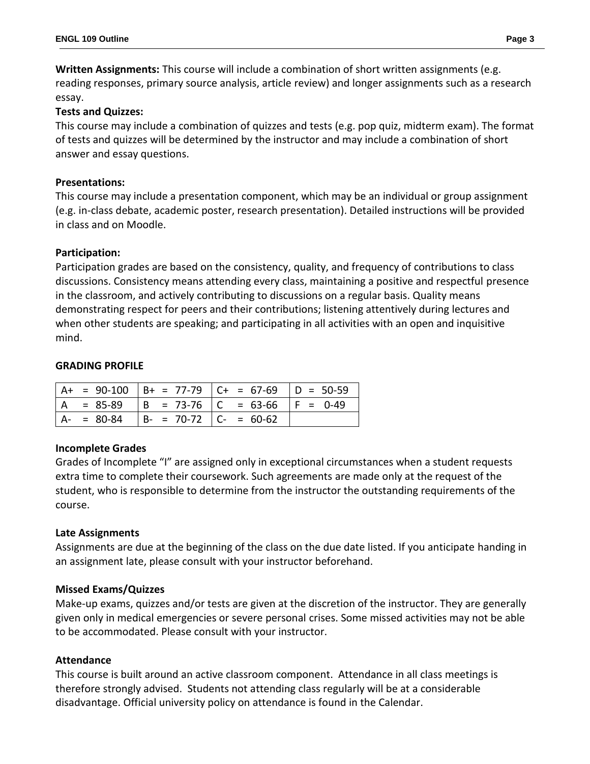**Written Assignments:** This course will include a combination of short written assignments (e.g. reading responses, primary source analysis, article review) and longer assignments such as a research essay.

**Tests and Quizzes:**

This course may include a combination of quizzes and tests (e.g. pop quiz, midterm exam). The format of tests and quizzes will be determined by the instructor and may include a combination of short answer and essay questions.

**Presentations:**

This course may include a presentation component, which may be an individual or group assignment (e.g. in-class debate, academic poster, research presentation). Detailed instructions will be provided in class and on Moodle.

**Participation:**

Participation grades are based on the consistency, quality, and frequency of contributions to class discussions. Consistency means attending every class, maintaining a positive and respectful presence in the classroom, and actively contributing to discussions on a regular basis. Quality means demonstrating respect for peers and their contributions; listening attentively during lectures and when other students are speaking; and participating in all activities with an open and inquisitive mind.

**GRADING PROFILE**

| | | | |
|---|---|---|---|
| A+ = 90-100 | B+ = 77-79 | C+ = 67-69 | D = 50-59 |
| A = 85-89 | B = 73-76 | C = 63-66 | F = 0-49 |
| A- = 80-84 | B- = 70-72 | C- = 60-62 | |

**Incomplete Grades**

Grades of Incomplete "I" are assigned only in exceptional circumstances when a student requests extra time to complete their coursework. Such agreements are made only at the request of the student, who is responsible to determine from the instructor the outstanding requirements of the course.

**Late Assignments**

Assignments are due at the beginning of the class on the due date listed. If you anticipate handing in an assignment late, please consult with your instructor beforehand.

**Missed Exams/Quizzes**

Make-up exams, quizzes and/or tests are given at the discretion of the instructor. They are generally given only in medical emergencies or severe personal crises. Some missed activities may not be able to be accommodated. Please consult with your instructor.

**Attendance**

This course is built around an active classroom component. Attendance in all class meetings is therefore strongly advised. Students not attending class regularly will be at a considerable disadvantage. Official university policy on attendance is found in the Calendar.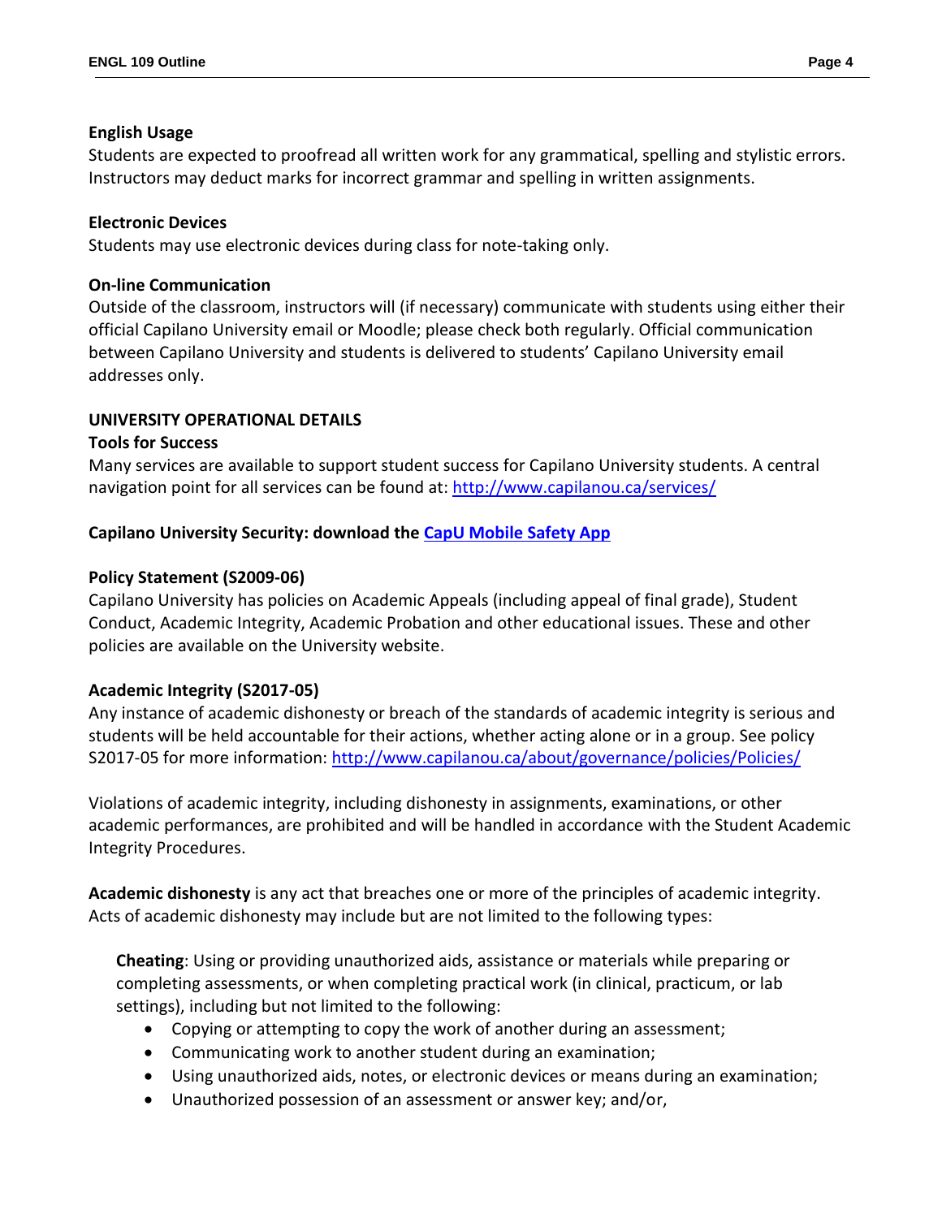**English Usage**
Students are expected to proofread all written work for any grammatical, spelling and stylistic errors. Instructors may deduct marks for incorrect grammar and spelling in written assignments.

**Electronic Devices**
Students may use electronic devices during class for note-taking only.

**On-line Communication**
Outside of the classroom, instructors will (if necessary) communicate with students using either their official Capilano University email or Moodle; please check both regularly. Official communication between Capilano University and students is delivered to students' Capilano University email addresses only.

**UNIVERSITY OPERATIONAL DETAILS**

**Tools for Success**
Many services are available to support student success for Capilano University students. A central navigation point for all services can be found at: http://www.capilanou.ca/services/

**Capilano University Security: download the CapU Mobile Safety App**

**Policy Statement (S2009-06)**
Capilano University has policies on Academic Appeals (including appeal of final grade), Student Conduct, Academic Integrity, Academic Probation and other educational issues. These and other policies are available on the University website.

**Academic Integrity (S2017-05)**
Any instance of academic dishonesty or breach of the standards of academic integrity is serious and students will be held accountable for their actions, whether acting alone or in a group. See policy S2017-05 for more information: http://www.capilanou.ca/about/governance/policies/Policies/

Violations of academic integrity, including dishonesty in assignments, examinations, or other academic performances, are prohibited and will be handled in accordance with the Student Academic Integrity Procedures.

**Academic dishonesty** is any act that breaches one or more of the principles of academic integrity. Acts of academic dishonesty may include but are not limited to the following types:

**Cheating**: Using or providing unauthorized aids, assistance or materials while preparing or completing assessments, or when completing practical work (in clinical, practicum, or lab settings), including but not limited to the following:

- Copying or attempting to copy the work of another during an assessment;
- Communicating work to another student during an examination;
- Using unauthorized aids, notes, or electronic devices or means during an examination;
- Unauthorized possession of an assessment or answer key; and/or,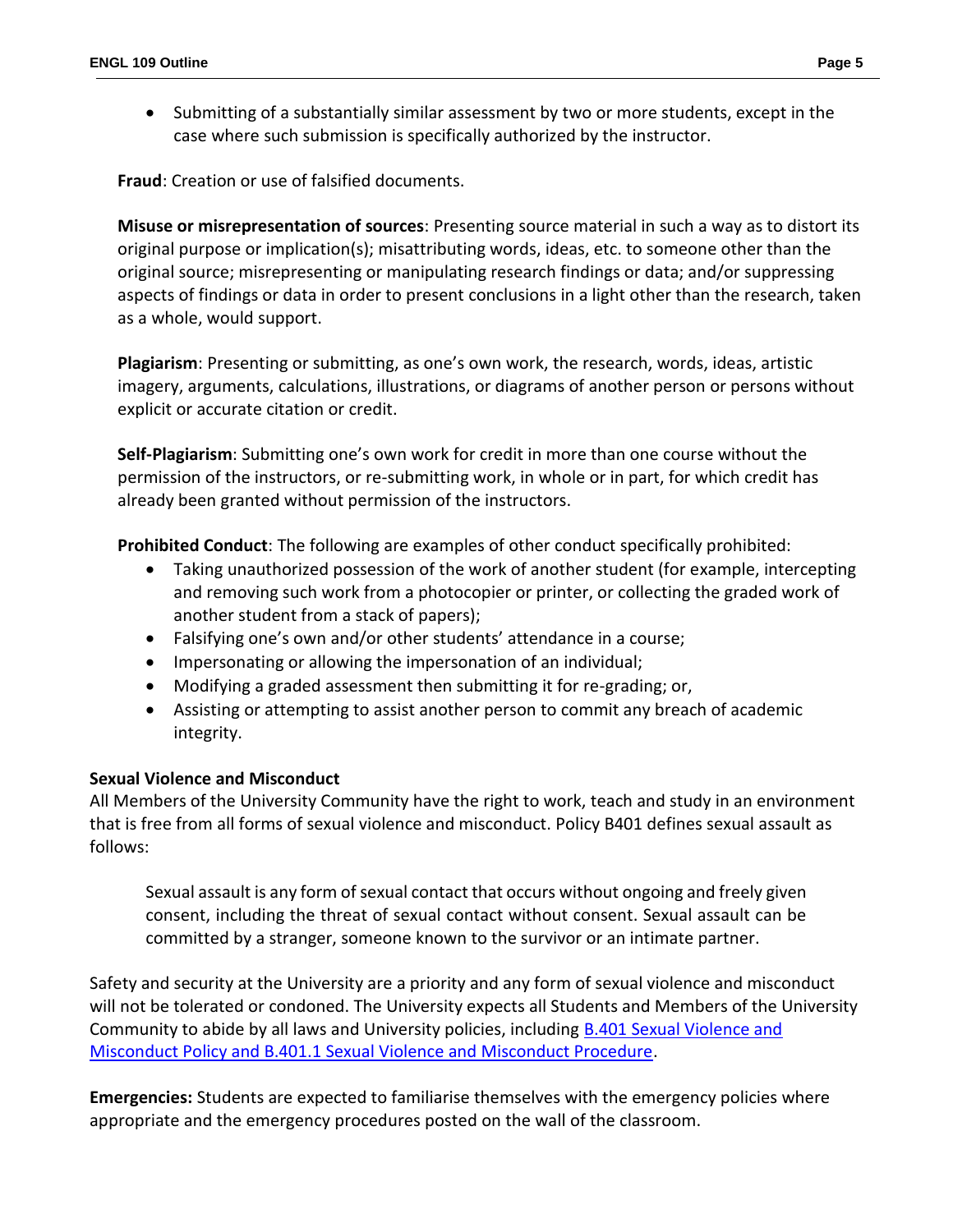- Submitting of a substantially similar assessment by two or more students, except in the case where such submission is specifically authorized by the instructor.

**Fraud**: Creation or use of falsified documents.

**Misuse or misrepresentation of sources**: Presenting source material in such a way as to distort its original purpose or implication(s); misattributing words, ideas, etc. to someone other than the original source; misrepresenting or manipulating research findings or data; and/or suppressing aspects of findings or data in order to present conclusions in a light other than the research, taken as a whole, would support.

**Plagiarism**: Presenting or submitting, as one's own work, the research, words, ideas, artistic imagery, arguments, calculations, illustrations, or diagrams of another person or persons without explicit or accurate citation or credit.

**Self-Plagiarism**: Submitting one's own work for credit in more than one course without the permission of the instructors, or re-submitting work, in whole or in part, for which credit has already been granted without permission of the instructors.

**Prohibited Conduct**: The following are examples of other conduct specifically prohibited:

- Taking unauthorized possession of the work of another student (for example, intercepting and removing such work from a photocopier or printer, or collecting the graded work of another student from a stack of papers);
- Falsifying one's own and/or other students' attendance in a course;
- Impersonating or allowing the impersonation of an individual;
- Modifying a graded assessment then submitting it for re-grading; or,
- Assisting or attempting to assist another person to commit any breach of academic integrity.

**Sexual Violence and Misconduct**

All Members of the University Community have the right to work, teach and study in an environment that is free from all forms of sexual violence and misconduct. Policy B401 defines sexual assault as follows:

> Sexual assault is any form of sexual contact that occurs without ongoing and freely given consent, including the threat of sexual contact without consent. Sexual assault can be committed by a stranger, someone known to the survivor or an intimate partner.

Safety and security at the University are a priority and any form of sexual violence and misconduct will not be tolerated or condoned. The University expects all Students and Members of the University Community to abide by all laws and University policies, including B.401 Sexual Violence and Misconduct Policy and B.401.1 Sexual Violence and Misconduct Procedure.

**Emergencies:** Students are expected to familiarise themselves with the emergency policies where appropriate and the emergency procedures posted on the wall of the classroom.